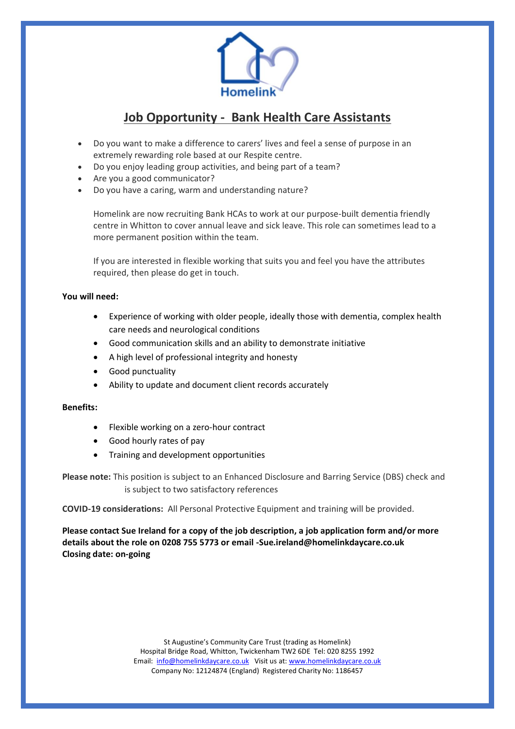Homelink

# Job Opportunity - Bank Health Care Assistants

- Do you want to make a difference to carers' lives and feel a sense of purpose in an extremely rewarding role based at our Respite centre.
- Do you enjoy leading group activities, and being part of a team?
- Are you a good communicator?
- Do you have a caring, warm and understanding nature?

Homelink are now recruiting Bank HCAs to work at our purpose-built dementia friendly centre in Whitton to cover annual leave and sick leave. This role can sometimes lead to a more permanent position within the team.

If you are interested in flexible working that suits you and feel you have the attributes required, then please do get in touch.

**You will need:**

- Experience of working with older people, ideally those with dementia, complex health care needs and neurological conditions
- Good communication skills and an ability to demonstrate initiative
- A high level of professional integrity and honesty
- Good punctuality
- Ability to update and document client records accurately

**Benefits:**

- Flexible working on a zero-hour contract
- Good hourly rates of pay
- Training and development opportunities

**Please note:** This position is subject to an Enhanced Disclosure and Barring Service (DBS) check and is subject to two satisfactory references

**COVID-19 considerations:** All Personal Protective Equipment and training will be provided.

**Please contact Sue Ireland for a copy of the job description, a job application form and/or more details about the role on 0208 755 5773 or email -Sue.ireland@homelinkdaycare.co.uk**
**Closing date: on-going**

St Augustine's Community Care Trust (trading as Homelink)
Hospital Bridge Road, Whitton, Twickenham TW2 6DE Tel: 020 8255 1992
Email: info@homelinkdaycare.co.uk Visit us at: www.homelinkdaycare.co.uk
Company No: 12124874 (England) Registered Charity No: 1186457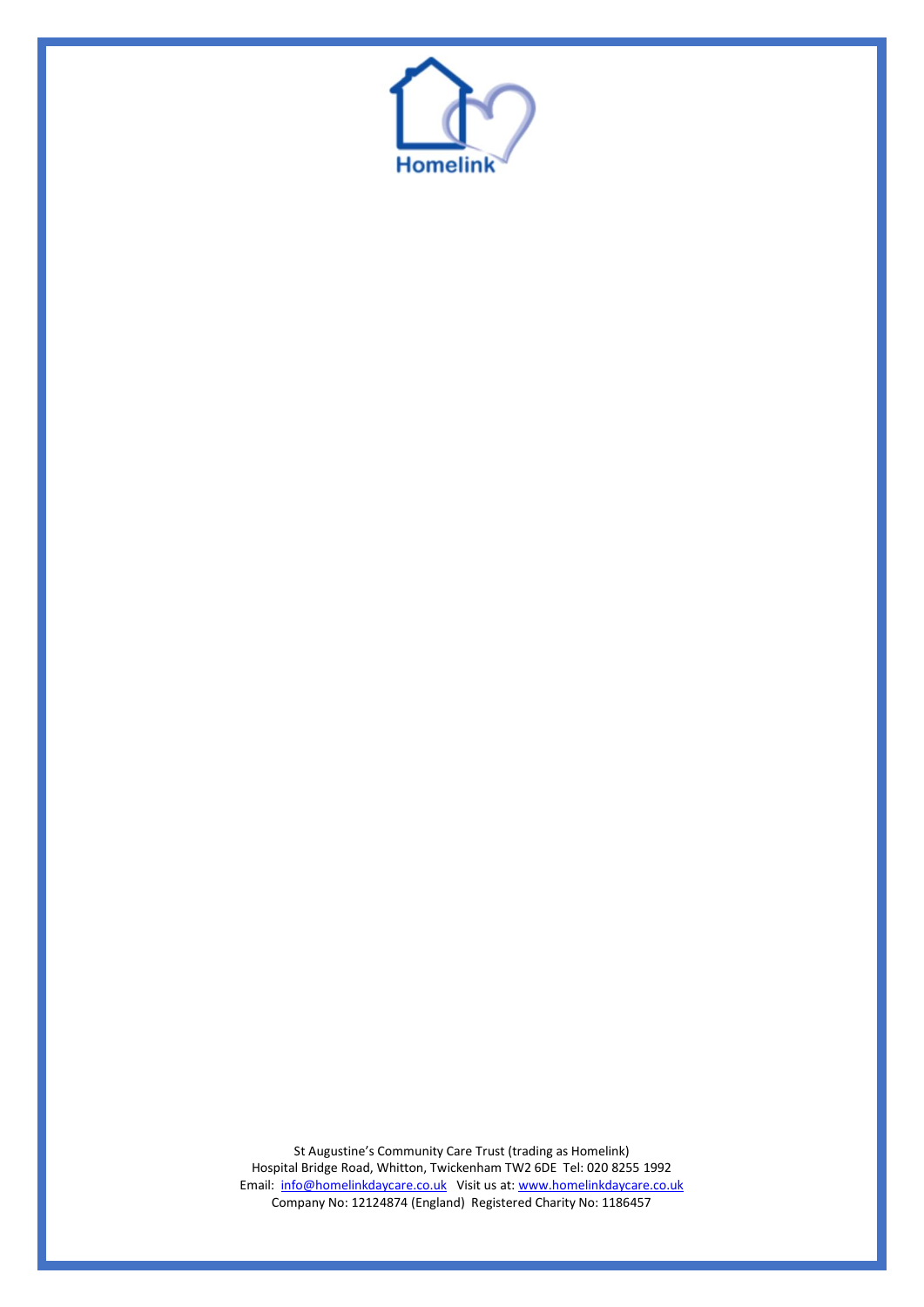St Augustine's Community Care Trust (trading as Homelink)
Hospital Bridge Road, Whitton, Twickenham TW2 6DE Tel: 020 8255 1992
Email: info@homelinkdaycare.co.uk Visit us at: www.homelinkdaycare.co.uk
Company No: 12124874 (England) Registered Charity No: 1186457